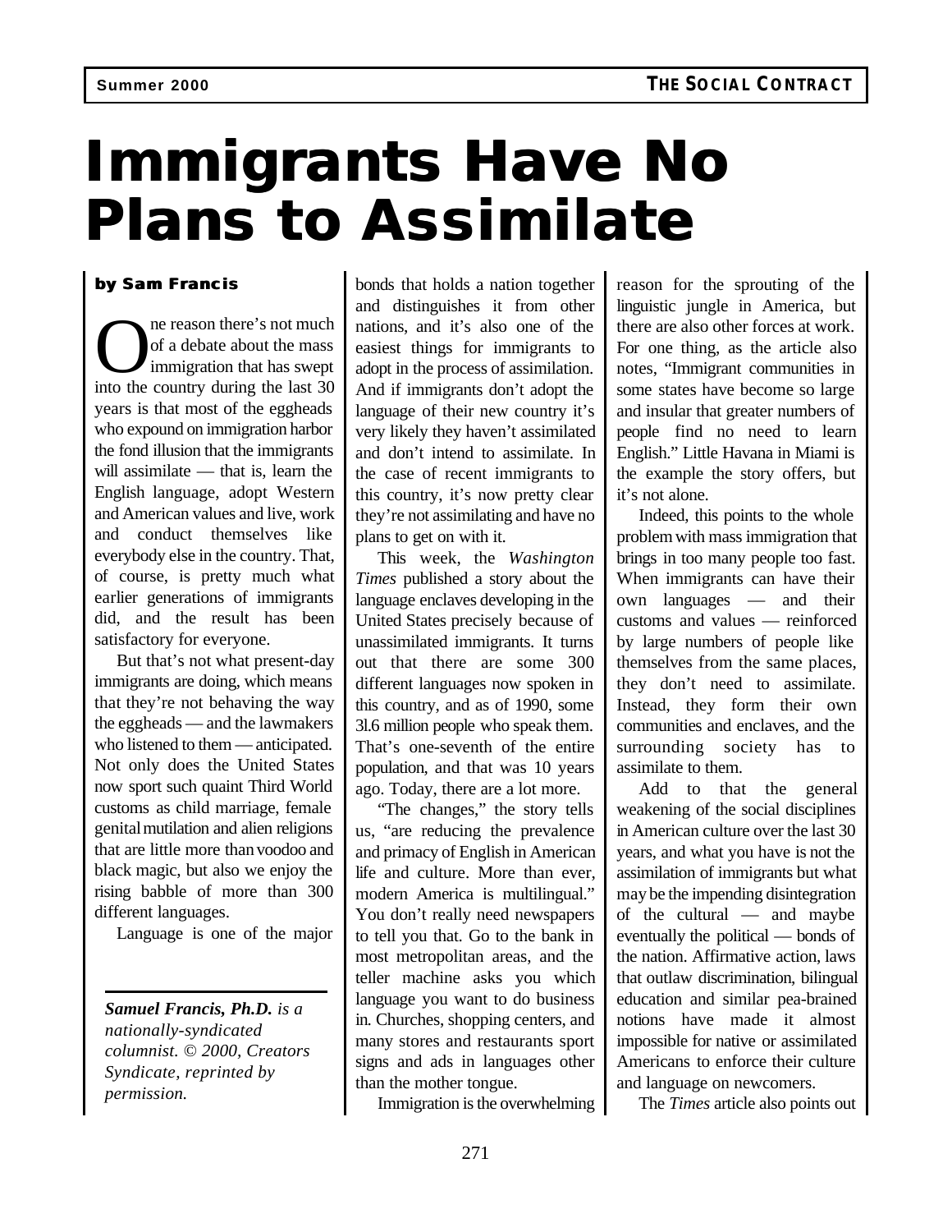# Immigrants Have No Plans to Assimilate

**by Sam Francis**

One reason there's not much of a debate about the mass immigration that has swept into the country during the last 30 years is that most of the eggheads who expound on immigration harbor the fond illusion that the immigrants will assimilate — that is, learn the English language, adopt Western and American values and live, work and conduct themselves like everybody else in the country. That, of course, is pretty much what earlier generations of immigrants did, and the result has been satisfactory for everyone.

But that's not what present-day immigrants are doing, which means that they're not behaving the way the eggheads — and the lawmakers who listened to them — anticipated. Not only does the United States now sport such quaint Third World customs as child marriage, female genital mutilation and alien religions that are little more than voodoo and black magic, but also we enjoy the rising babble of more than 300 different languages.

Language is one of the major bonds that holds a nation together and distinguishes it from other nations, and it's also one of the easiest things for immigrants to adopt in the process of assimilation. And if immigrants don't adopt the language of their new country it's very likely they haven't assimilated and don't intend to assimilate. In the case of recent immigrants to this country, it's now pretty clear they're not assimilating and have no plans to get on with it.

This week, the *Washington Times* published a story about the language enclaves developing in the United States precisely because of unassimilated immigrants. It turns out that there are some 300 different languages now spoken in this country, and as of 1990, some 3l.6 million people who speak them. That's one-seventh of the entire population, and that was 10 years ago. Today, there are a lot more.

"The changes," the story tells us, "are reducing the prevalence and primacy of English in American life and culture. More than ever, modern America is multilingual." You don't really need newspapers to tell you that. Go to the bank in most metropolitan areas, and the teller machine asks you which language you want to do business in. Churches, shopping centers, and many stores and restaurants sport signs and ads in languages other than the mother tongue.

Immigration is the overwhelming reason for the sprouting of the linguistic jungle in America, but there are also other forces at work. For one thing, as the article also notes, "Immigrant communities in some states have become so large and insular that greater numbers of people find no need to learn English." Little Havana in Miami is the example the story offers, but it's not alone.

Indeed, this points to the whole problem with mass immigration that brings in too many people too fast. When immigrants can have their own languages — and their customs and values — reinforced by large numbers of people like themselves from the same places, they don't need to assimilate. Instead, they form their own communities and enclaves, and the surrounding society has to assimilate to them.

Add to that the general weakening of the social disciplines in American culture over the last 30 years, and what you have is not the assimilation of immigrants but what may be the impending disintegration of the cultural — and maybe eventually the political — bonds of the nation. Affirmative action, laws that outlaw discrimination, bilingual education and similar pea-brained notions have made it almost impossible for native or assimilated Americans to enforce their culture and language on newcomers.

The *Times* article also points out

---

***Samuel Francis, Ph.D.*** *is a nationally-syndicated columnist. © 2000, Creators Syndicate, reprinted by permission.*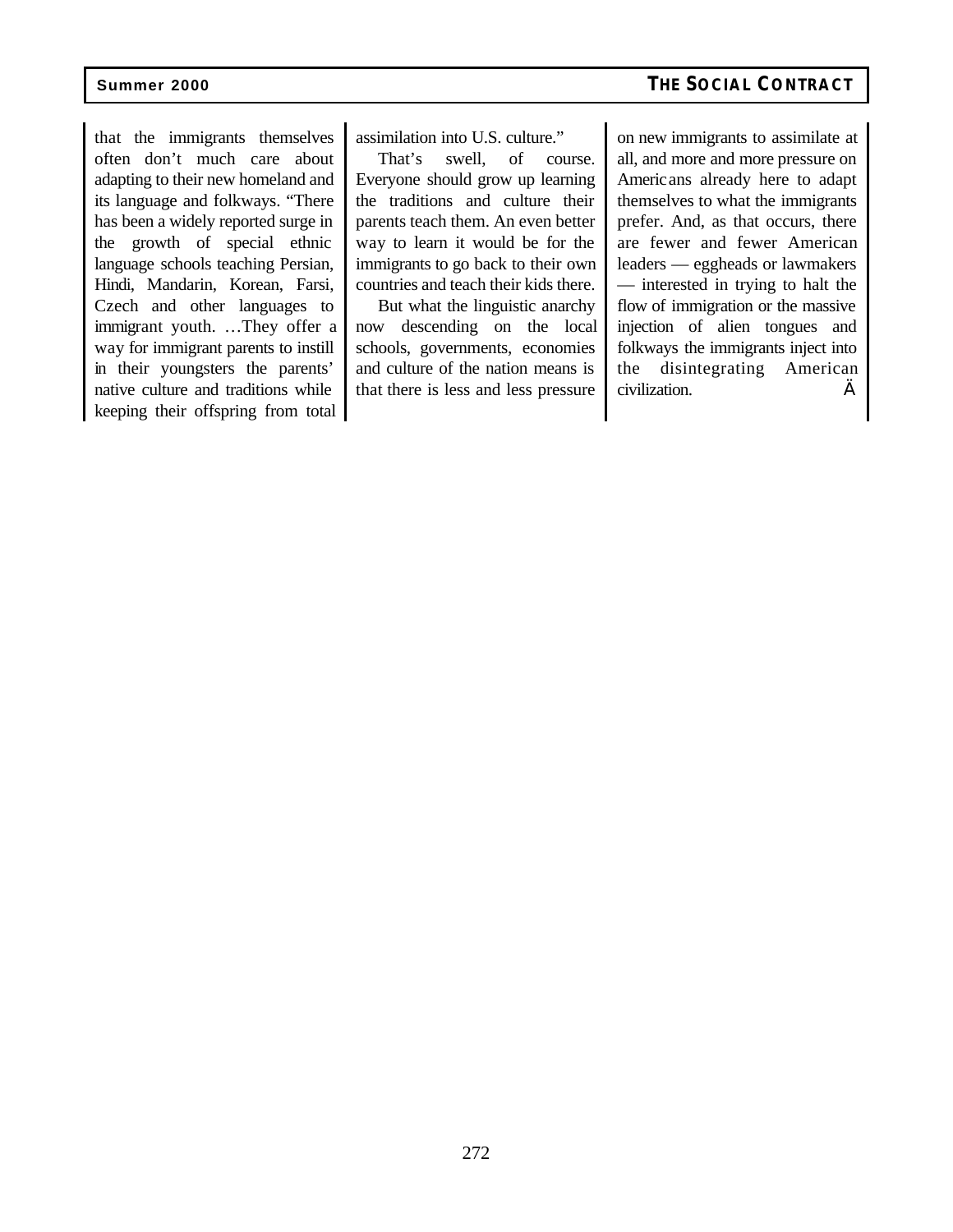that the immigrants themselves often don't much care about adapting to their new homeland and its language and folkways. "There has been a widely reported surge in the growth of special ethnic language schools teaching Persian, Hindi, Mandarin, Korean, Farsi, Czech and other languages to immigrant youth. …They offer a way for immigrant parents to instill in their youngsters the parents' native culture and traditions while keeping their offspring from total assimilation into U.S. culture."

That's swell, of course. Everyone should grow up learning the traditions and culture their parents teach them. An even better way to learn it would be for the immigrants to go back to their own countries and teach their kids there.

But what the linguistic anarchy now descending on the local schools, governments, economies and culture of the nation means is that there is less and less pressure on new immigrants to assimilate at all, and more and more pressure on Americans already here to adapt themselves to what the immigrants prefer. And, as that occurs, there are fewer and fewer American leaders — eggheads or lawmakers — interested in trying to halt the flow of immigration or the massive injection of alien tongues and folkways the immigrants inject into the disintegrating American civilization. Ä